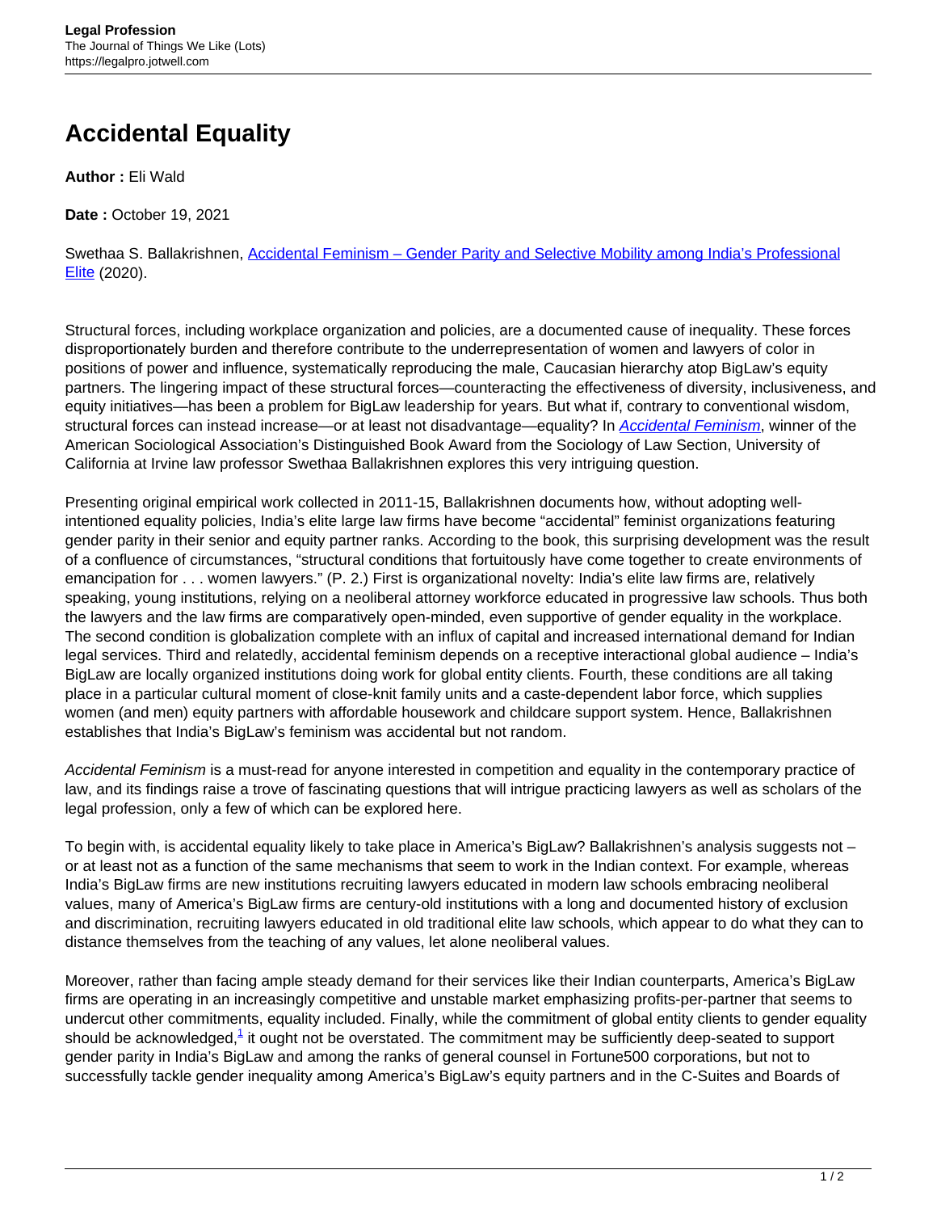# Accidental Equality

**Author :** Eli Wald

**Date :** October 19, 2021

Swethaa S. Ballakrishnen, [Accidental Feminism – Gender Parity and Selective Mobility among India's Professional Elite] (2020).

Structural forces, including workplace organization and policies, are a documented cause of inequality. These forces disproportionately burden and therefore contribute to the underrepresentation of women and lawyers of color in positions of power and influence, systematically reproducing the male, Caucasian hierarchy atop BigLaw's equity partners. The lingering impact of these structural forces—counteracting the effectiveness of diversity, inclusiveness, and equity initiatives—has been a problem for BigLaw leadership for years. But what if, contrary to conventional wisdom, structural forces can instead increase—or at least not disadvantage—equality? In *Accidental Feminism*, winner of the American Sociological Association's Distinguished Book Award from the Sociology of Law Section, University of California at Irvine law professor Swethaa Ballakrishnen explores this very intriguing question.

Presenting original empirical work collected in 2011-15, Ballakrishnen documents how, without adopting well-intentioned equality policies, India's elite large law firms have become "accidental" feminist organizations featuring gender parity in their senior and equity partner ranks. According to the book, this surprising development was the result of a confluence of circumstances, "structural conditions that fortuitously have come together to create environments of emancipation for . . . women lawyers." (P. 2.) First is organizational novelty: India's elite law firms are, relatively speaking, young institutions, relying on a neoliberal attorney workforce educated in progressive law schools. Thus both the lawyers and the law firms are comparatively open-minded, even supportive of gender equality in the workplace. The second condition is globalization complete with an influx of capital and increased international demand for Indian legal services. Third and relatedly, accidental feminism depends on a receptive interactional global audience – India's BigLaw are locally organized institutions doing work for global entity clients. Fourth, these conditions are all taking place in a particular cultural moment of close-knit family units and a caste-dependent labor force, which supplies women (and men) equity partners with affordable housework and childcare support system. Hence, Ballakrishnen establishes that India's BigLaw's feminism was accidental but not random.

*Accidental Feminism* is a must-read for anyone interested in competition and equality in the contemporary practice of law, and its findings raise a trove of fascinating questions that will intrigue practicing lawyers as well as scholars of the legal profession, only a few of which can be explored here.

To begin with, is accidental equality likely to take place in America's BigLaw? Ballakrishnen's analysis suggests not – or at least not as a function of the same mechanisms that seem to work in the Indian context. For example, whereas India's BigLaw firms are new institutions recruiting lawyers educated in modern law schools embracing neoliberal values, many of America's BigLaw firms are century-old institutions with a long and documented history of exclusion and discrimination, recruiting lawyers educated in old traditional elite law schools, which appear to do what they can to distance themselves from the teaching of any values, let alone neoliberal values.

Moreover, rather than facing ample steady demand for their services like their Indian counterparts, America's BigLaw firms are operating in an increasingly competitive and unstable market emphasizing profits-per-partner that seems to undercut other commitments, equality included. Finally, while the commitment of global entity clients to gender equality should be acknowledged,[1] it ought not be overstated. The commitment may be sufficiently deep-seated to support gender parity in India's BigLaw and among the ranks of general counsel in Fortune500 corporations, but not to successfully tackle gender inequality among America's BigLaw's equity partners and in the C-Suites and Boards of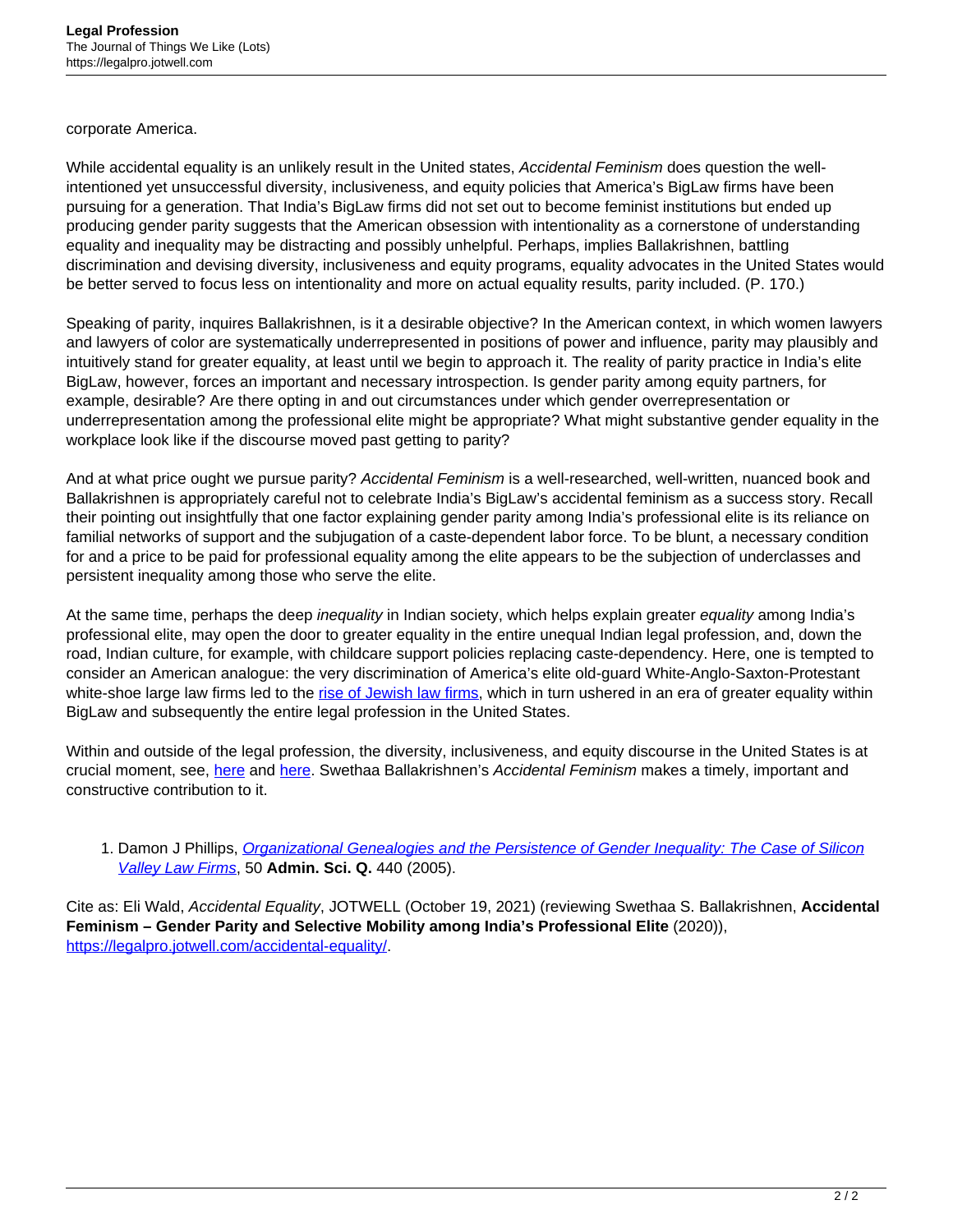corporate America.

While accidental equality is an unlikely result in the United states, *Accidental Feminism* does question the well-intentioned yet unsuccessful diversity, inclusiveness, and equity policies that America's BigLaw firms have been pursuing for a generation. That India's BigLaw firms did not set out to become feminist institutions but ended up producing gender parity suggests that the American obsession with intentionality as a cornerstone of understanding equality and inequality may be distracting and possibly unhelpful. Perhaps, implies Ballakrishnen, battling discrimination and devising diversity, inclusiveness and equity programs, equality advocates in the United States would be better served to focus less on intentionality and more on actual equality results, parity included. (P. 170.)

Speaking of parity, inquires Ballakrishnen, is it a desirable objective? In the American context, in which women lawyers and lawyers of color are systematically underrepresented in positions of power and influence, parity may plausibly and intuitively stand for greater equality, at least until we begin to approach it. The reality of parity practice in India's elite BigLaw, however, forces an important and necessary introspection. Is gender parity among equity partners, for example, desirable? Are there opting in and out circumstances under which gender overrepresentation or underrepresentation among the professional elite might be appropriate? What might substantive gender equality in the workplace look like if the discourse moved past getting to parity?

And at what price ought we pursue parity? *Accidental Feminism* is a well-researched, well-written, nuanced book and Ballakrishnen is appropriately careful not to celebrate India's BigLaw's accidental feminism as a success story. Recall their pointing out insightfully that one factor explaining gender parity among India's professional elite is its reliance on familial networks of support and the subjugation of a caste-dependent labor force. To be blunt, a necessary condition for and a price to be paid for professional equality among the elite appears to be the subjection of underclasses and persistent inequality among those who serve the elite.

At the same time, perhaps the deep *inequality* in Indian society, which helps explain greater *equality* among India's professional elite, may open the door to greater equality in the entire unequal Indian legal profession, and, down the road, Indian culture, for example, with childcare support policies replacing caste-dependency. Here, one is tempted to consider an American analogue: the very discrimination of America's elite old-guard White-Anglo-Saxton-Protestant white-shoe large law firms led to the rise of Jewish law firms, which in turn ushered in an era of greater equality within BigLaw and subsequently the entire legal profession in the United States.

Within and outside of the legal profession, the diversity, inclusiveness, and equity discourse in the United States is at crucial moment, see, here and here. Swethaa Ballakrishnen's *Accidental Feminism* makes a timely, important and constructive contribution to it.

1. Damon J Phillips, *Organizational Genealogies and the Persistence of Gender Inequality: The Case of Silicon Valley Law Firms*, 50 **Admin. Sci. Q.** 440 (2005).

Cite as: Eli Wald, *Accidental Equality*, JOTWELL (October 19, 2021) (reviewing Swethaa S. Ballakrishnen, **Accidental Feminism – Gender Parity and Selective Mobility among India's Professional Elite** (2020)), https://legalpro.jotwell.com/accidental-equality/.